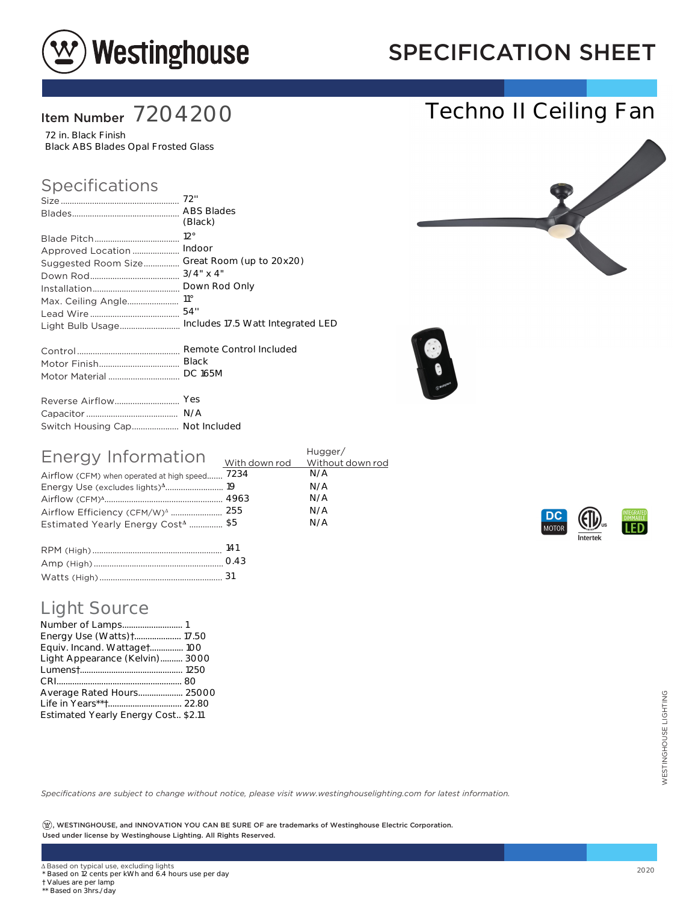# SPECIFICATION SHEET

## Techno II Ceiling Fan

**Item Number** 7204200

72 in. Black Finish
Black ABS Blades Opal Frosted Glass

## Specifications

| | |
|---|---|
| Size | 72" |
| Blades | ABS Blades (Black) |
| Blade Pitch | 12° |
| Approved Location | Indoor |
| Suggested Room Size | Great Room (up to 20x20) |
| Down Rod | 3/4" x 4" |
| Installation | Down Rod Only |
| Max. Ceiling Angle | 11° |
| Lead Wire | 54" |
| Light Bulb Usage | Includes 17.5 Watt Integrated LED |
| Control | Remote Control Included |
| Motor Finish | Black |
| Motor Material | DC 165M |
| Reverse Airflow | Yes |
| Capacitor | N/A |
| Switch Housing Cap | Not Included |

## Energy Information

| | With down rod | Hugger/ Without down rod |
|---|---|---|
| Airflow (CFM) when operated at high speed | 7234 | N/A |
| Energy Use (excludes lights)$^{\Delta}$ | 19 | N/A |
| Airflow (CFM)$^{\Delta}$ | 4963 | N/A |
| Airflow Efficiency (CFM/W)$^{\Delta}$ | 255 | N/A |
| Estimated Yearly Energy Cost$^{\Delta}$ | $5 | N/A |

| | |
|---|---|
| RPM (High) | 141 |
| Amp (High) | 0.43 |
| Watts (High) | 31 |

DC MOTOR · ETL Listed Intertek · INTEGRATED DIMMABLE LED

## Light Source

| | |
|---|---|
| Number of Lamps | 1 |
| Energy Use (Watts)† | 17.50 |
| Equiv. Incand. Wattage† | 100 |
| Light Appearance (Kelvin) | 3000 |
| Lumens† | 1250 |
| CRI | 80 |
| Average Rated Hours | 25000 |
| Life in Years**† | 22.80 |
| Estimated Yearly Energy Cost | $2.11 |

*Specifications are subject to change without notice, please visit www.westinghouselighting.com for latest information.*

**Ⓦ, WESTINGHOUSE, and INNOVATION YOU CAN BE SURE OF are trademarks of Westinghouse Electric Corporation. Used under license by Westinghouse Lighting. All Rights Reserved.**

Δ Based on typical use, excluding lights
* Based on 12 cents per kWh and 6.4 hours use per day
† Values are per lamp
** Based on 3hrs./day

2020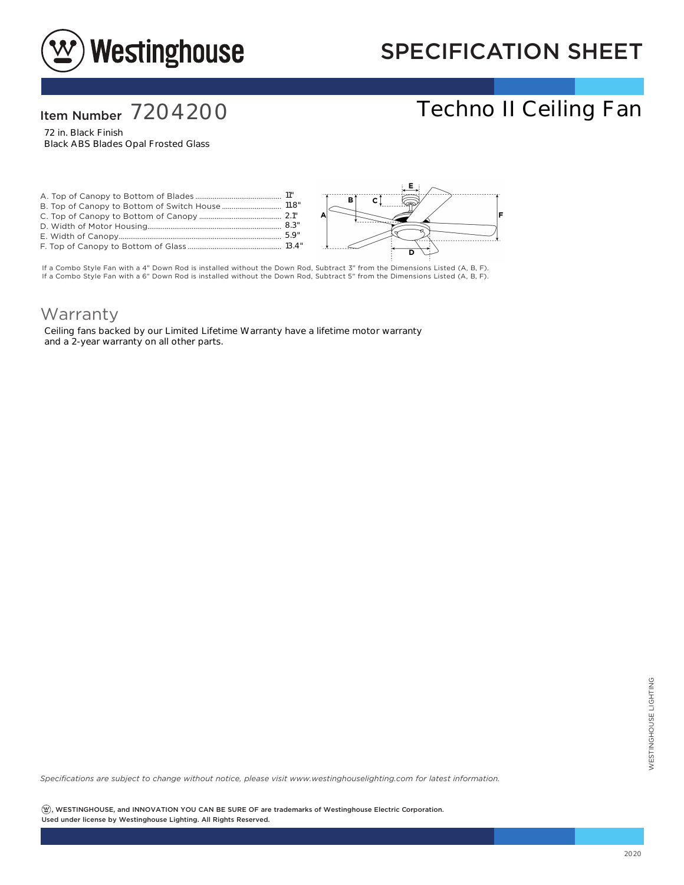# SPECIFICATION SHEET

## Item Number 7204200

## Techno II Ceiling Fan

72 in. Black Finish
Black ABS Blades Opal Frosted Glass

| | |
|---|---|
| A. Top of Canopy to Bottom of Blades | 11" |
| B. Top of Canopy to Bottom of Switch House | 11.8" |
| C. Top of Canopy to Bottom of Canopy | 2.1" |
| D. Width of Motor Housing | 8.3" |
| E. Width of Canopy | 5.9" |
| F. Top of Canopy to Bottom of Glass | 13.4" |

E
B
C
A
F
D

If a Combo Style Fan with a 4" Down Rod is installed without the Down Rod, Subtract 3" from the Dimensions Listed (A, B, F).
If a Combo Style Fan with a 6" Down Rod is installed without the Down Rod, Subtract 5" from the Dimensions Listed (A, B, F).

## Warranty

Ceiling fans backed by our Limited Lifetime Warranty have a lifetime motor warranty and a 2-year warranty on all other parts.

*Specifications are subject to change without notice, please visit www.westinghouselighting.com for latest information.*

**Ⓦ, WESTINGHOUSE, and INNOVATION YOU CAN BE SURE OF are trademarks of Westinghouse Electric Corporation. Used under license by Westinghouse Lighting. All Rights Reserved.**